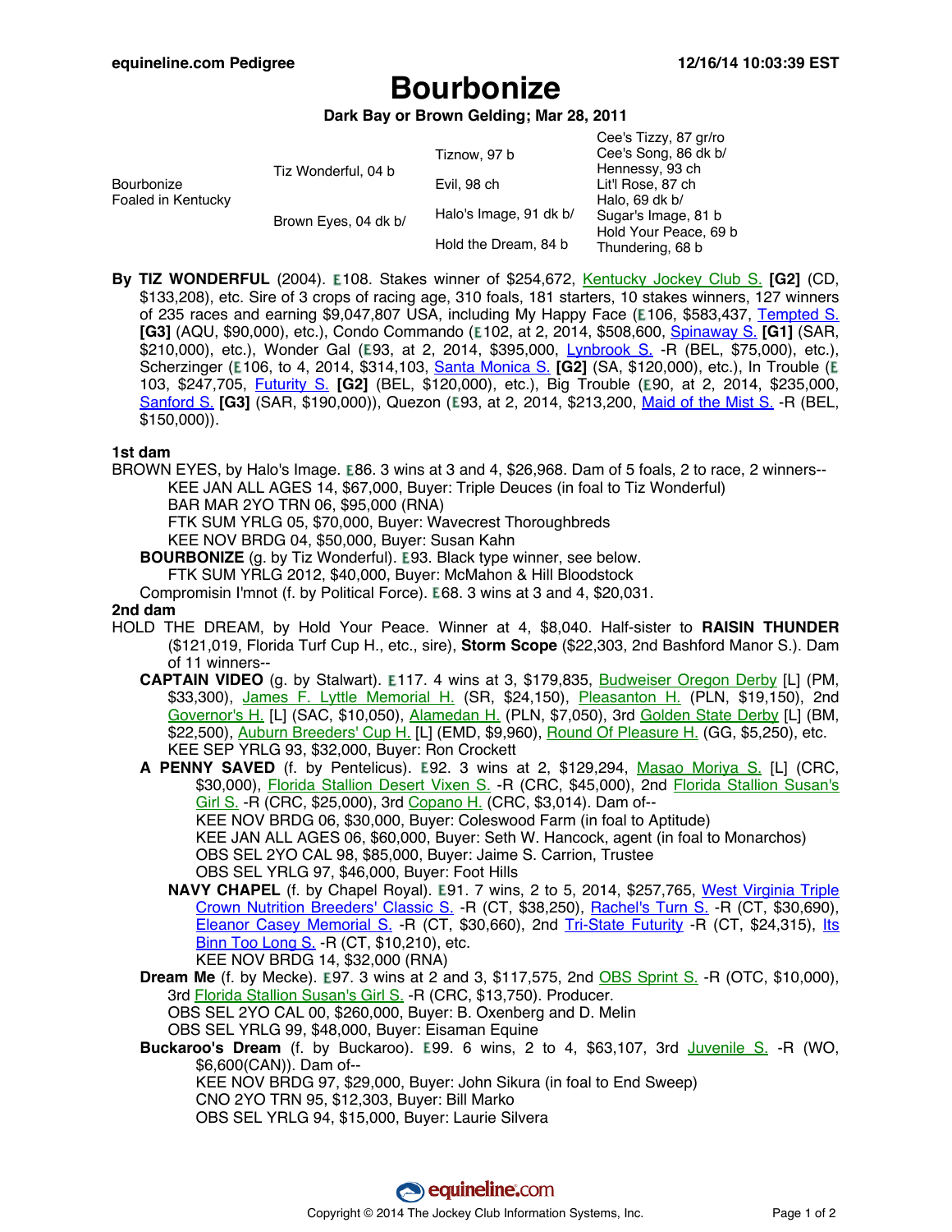# Bourbonize

**Dark Bay or Brown Gelding; Mar 28, 2011**

| | | | |
|---|---|---|---|
| Bourbonize<br>Foaled in Kentucky | Tiz Wonderful, 04 b | Tiznow, 97 b | Cee's Tizzy, 87 gr/ro |
| | | | Cee's Song, 86 dk b/ |
| | | Evil, 98 ch | Hennessy, 93 ch |
| | | | Lit'l Rose, 87 ch |
| | Brown Eyes, 04 dk b/ | Halo's Image, 91 dk b/ | Halo, 69 dk b/ |
| | | | Sugar's Image, 81 b |
| | | Hold the Dream, 84 b | Hold Your Peace, 69 b |
| | | | Thundering, 68 b |

**By TIZ WONDERFUL** (2004). E108. Stakes winner of $254,672, Kentucky Jockey Club S. **[G2]** (CD, $133,208), etc. Sire of 3 crops of racing age, 310 foals, 181 starters, 10 stakes winners, 127 winners of 235 races and earning $9,047,807 USA, including My Happy Face (E106, $583,437, Tempted S. **[G3]** (AQU, $90,000), etc.), Condo Commando (E102, at 2, 2014, $508,600, Spinaway S. **[G1]** (SAR, $210,000), etc.), Wonder Gal (E93, at 2, 2014, $395,000, Lynbrook S. -R (BEL, $75,000), etc.), Scherzinger (E106, to 4, 2014, $314,103, Santa Monica S. **[G2]** (SA, $120,000), etc.), In Trouble (E 103, $247,705, Futurity S. **[G2]** (BEL, $120,000), etc.), Big Trouble (E90, at 2, 2014, $235,000, Sanford S. **[G3]** (SAR, $190,000)), Quezon (E93, at 2, 2014, $213,200, Maid of the Mist S. -R (BEL, $150,000)).

**1st dam**

BROWN EYES, by Halo's Image. E86. 3 wins at 3 and 4, $26,968. Dam of 5 foals, 2 to race, 2 winners--

KEE JAN ALL AGES 14, $67,000, Buyer: Triple Deuces (in foal to Tiz Wonderful)
BAR MAR 2YO TRN 06, $95,000 (RNA)
FTK SUM YRLG 05, $70,000, Buyer: Wavecrest Thoroughbreds
KEE NOV BRDG 04, $50,000, Buyer: Susan Kahn

**BOURBONIZE** (g. by Tiz Wonderful). E93. Black type winner, see below.
FTK SUM YRLG 2012, $40,000, Buyer: McMahon & Hill Bloodstock

Compromisin I'mnot (f. by Political Force). E68. 3 wins at 3 and 4, $20,031.

**2nd dam**

HOLD THE DREAM, by Hold Your Peace. Winner at 4, $8,040. Half-sister to **RAISIN THUNDER** ($121,019, Florida Turf Cup H., etc., sire), **Storm Scope** ($22,303, 2nd Bashford Manor S.). Dam of 11 winners--

**CAPTAIN VIDEO** (g. by Stalwart). E117. 4 wins at 3, $179,835, Budweiser Oregon Derby [L] (PM, $33,300), James F. Lyttle Memorial H. (SR, $24,150), Pleasanton H. (PLN, $19,150), 2nd Governor's H. [L] (SAC, $10,050), Alamedan H. (PLN, $7,050), 3rd Golden State Derby [L] (BM, $22,500), Auburn Breeders' Cup H. [L] (EMD, $9,960), Round Of Pleasure H. (GG, $5,250), etc.
KEE SEP YRLG 93, $32,000, Buyer: Ron Crockett

**A PENNY SAVED** (f. by Pentelicus). E92. 3 wins at 2, $129,294, Masao Moriya S. [L] (CRC, $30,000), Florida Stallion Desert Vixen S. -R (CRC, $45,000), 2nd Florida Stallion Susan's Girl S. -R (CRC, $25,000), 3rd Copano H. (CRC, $3,014). Dam of--
KEE NOV BRDG 06, $30,000, Buyer: Coleswood Farm (in foal to Aptitude)
KEE JAN ALL AGES 06, $60,000, Buyer: Seth W. Hancock, agent (in foal to Monarchos)
OBS SEL 2YO CAL 98, $85,000, Buyer: Jaime S. Carrion, Trustee
OBS SEL YRLG 97, $46,000, Buyer: Foot Hills

**NAVY CHAPEL** (f. by Chapel Royal). E91. 7 wins, 2 to 5, 2014, $257,765, West Virginia Triple Crown Nutrition Breeders' Classic S. -R (CT, $38,250), Rachel's Turn S. -R (CT, $30,690), Eleanor Casey Memorial S. -R (CT, $30,660), 2nd Tri-State Futurity -R (CT, $24,315), Its Binn Too Long S. -R (CT, $10,210), etc.
KEE NOV BRDG 14, $32,000 (RNA)

**Dream Me** (f. by Mecke). E97. 3 wins at 2 and 3, $117,575, 2nd OBS Sprint S. -R (OTC, $10,000), 3rd Florida Stallion Susan's Girl S. -R (CRC, $13,750). Producer.
OBS SEL 2YO CAL 00, $260,000, Buyer: B. Oxenberg and D. Melin
OBS SEL YRLG 99, $48,000, Buyer: Eisaman Equine

**Buckaroo's Dream** (f. by Buckaroo). E99. 6 wins, 2 to 4, $63,107, 3rd Juvenile S. -R (WO, $6,600(CAN)). Dam of--
KEE NOV BRDG 97, $29,000, Buyer: John Sikura (in foal to End Sweep)
CNO 2YO TRN 95, $12,303, Buyer: Bill Marko
OBS SEL YRLG 94, $15,000, Buyer: Laurie Silvera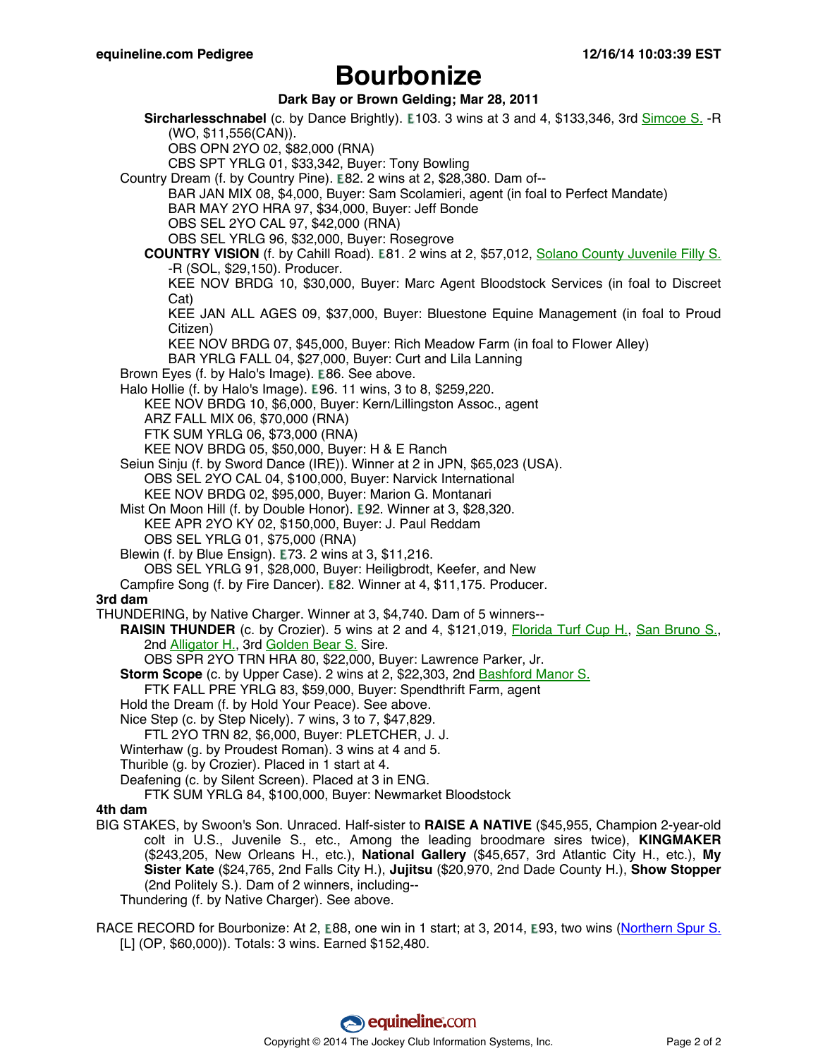# Bourbonize

**Dark Bay or Brown Gelding; Mar 28, 2011**

**Sircharlesschnabel** (c. by Dance Brightly). E103. 3 wins at 3 and 4, $133,346, 3rd Simcoe S. -R (WO, $11,556(CAN)).
OBS OPN 2YO 02, $82,000 (RNA)
CBS SPT YRLG 01, $33,342, Buyer: Tony Bowling

Country Dream (f. by Country Pine). E82. 2 wins at 2, $28,380. Dam of--
BAR JAN MIX 08, $4,000, Buyer: Sam Scolamieri, agent (in foal to Perfect Mandate)
BAR MAY 2YO HRA 97, $34,000, Buyer: Jeff Bonde
OBS SEL 2YO CAL 97, $42,000 (RNA)
OBS SEL YRLG 96, $32,000, Buyer: Rosegrove

**COUNTRY VISION** (f. by Cahill Road). E81. 2 wins at 2, $57,012, Solano County Juvenile Filly S. -R (SOL, $29,150). Producer.
KEE NOV BRDG 10, $30,000, Buyer: Marc Agent Bloodstock Services (in foal to Discreet Cat)
KEE JAN ALL AGES 09, $37,000, Buyer: Bluestone Equine Management (in foal to Proud Citizen)
KEE NOV BRDG 07, $45,000, Buyer: Rich Meadow Farm (in foal to Flower Alley)
BAR YRLG FALL 04, $27,000, Buyer: Curt and Lila Lanning

Brown Eyes (f. by Halo's Image). E86. See above.

Halo Hollie (f. by Halo's Image). E96. 11 wins, 3 to 8, $259,220.
KEE NOV BRDG 10, $6,000, Buyer: Kern/Lillingston Assoc., agent
ARZ FALL MIX 06, $70,000 (RNA)
FTK SUM YRLG 06, $73,000 (RNA)
KEE NOV BRDG 05, $50,000, Buyer: H & E Ranch

Seiun Sinju (f. by Sword Dance (IRE)). Winner at 2 in JPN, $65,023 (USA).
OBS SEL 2YO CAL 04, $100,000, Buyer: Narvick International
KEE NOV BRDG 02, $95,000, Buyer: Marion G. Montanari

Mist On Moon Hill (f. by Double Honor). E92. Winner at 3, $28,320.
KEE APR 2YO KY 02, $150,000, Buyer: J. Paul Reddam
OBS SEL YRLG 01, $75,000 (RNA)

Blewin (f. by Blue Ensign). E73. 2 wins at 3, $11,216.
OBS SEL YRLG 91, $28,000, Buyer: Heiligbrodt, Keefer, and New

Campfire Song (f. by Fire Dancer). E82. Winner at 4, $11,175. Producer.

## 3rd dam

THUNDERING, by Native Charger. Winner at 3, $4,740. Dam of 5 winners--

**RAISIN THUNDER** (c. by Crozier). 5 wins at 2 and 4, $121,019, Florida Turf Cup H., San Bruno S., 2nd Alligator H., 3rd Golden Bear S. Sire.
OBS SPR 2YO TRN HRA 80, $22,000, Buyer: Lawrence Parker, Jr.

**Storm Scope** (c. by Upper Case). 2 wins at 2, $22,303, 2nd Bashford Manor S.
FTK FALL PRE YRLG 83, $59,000, Buyer: Spendthrift Farm, agent

Hold the Dream (f. by Hold Your Peace). See above.

Nice Step (c. by Step Nicely). 7 wins, 3 to 7, $47,829.
FTL 2YO TRN 82, $6,000, Buyer: PLETCHER, J. J.

Winterhaw (g. by Proudest Roman). 3 wins at 4 and 5.

Thurible (g. by Crozier). Placed in 1 start at 4.

Deafening (c. by Silent Screen). Placed at 3 in ENG.
FTK SUM YRLG 84, $100,000, Buyer: Newmarket Bloodstock

## 4th dam

BIG STAKES, by Swoon's Son. Unraced. Half-sister to **RAISE A NATIVE** ($45,955, Champion 2-year-old colt in U.S., Juvenile S., etc., Among the leading broodmare sires twice), **KINGMAKER** ($243,205, New Orleans H., etc.), **National Gallery** ($45,657, 3rd Atlantic City H., etc.), **My Sister Kate** ($24,765, 2nd Falls City H.), **Jujitsu** ($20,970, 2nd Dade County H.), **Show Stopper** (2nd Politely S.). Dam of 2 winners, including--

Thundering (f. by Native Charger). See above.

RACE RECORD for Bourbonize: At 2, E88, one win in 1 start; at 3, 2014, E93, two wins (Northern Spur S. [L] (OP, $60,000)). Totals: 3 wins. Earned $152,480.